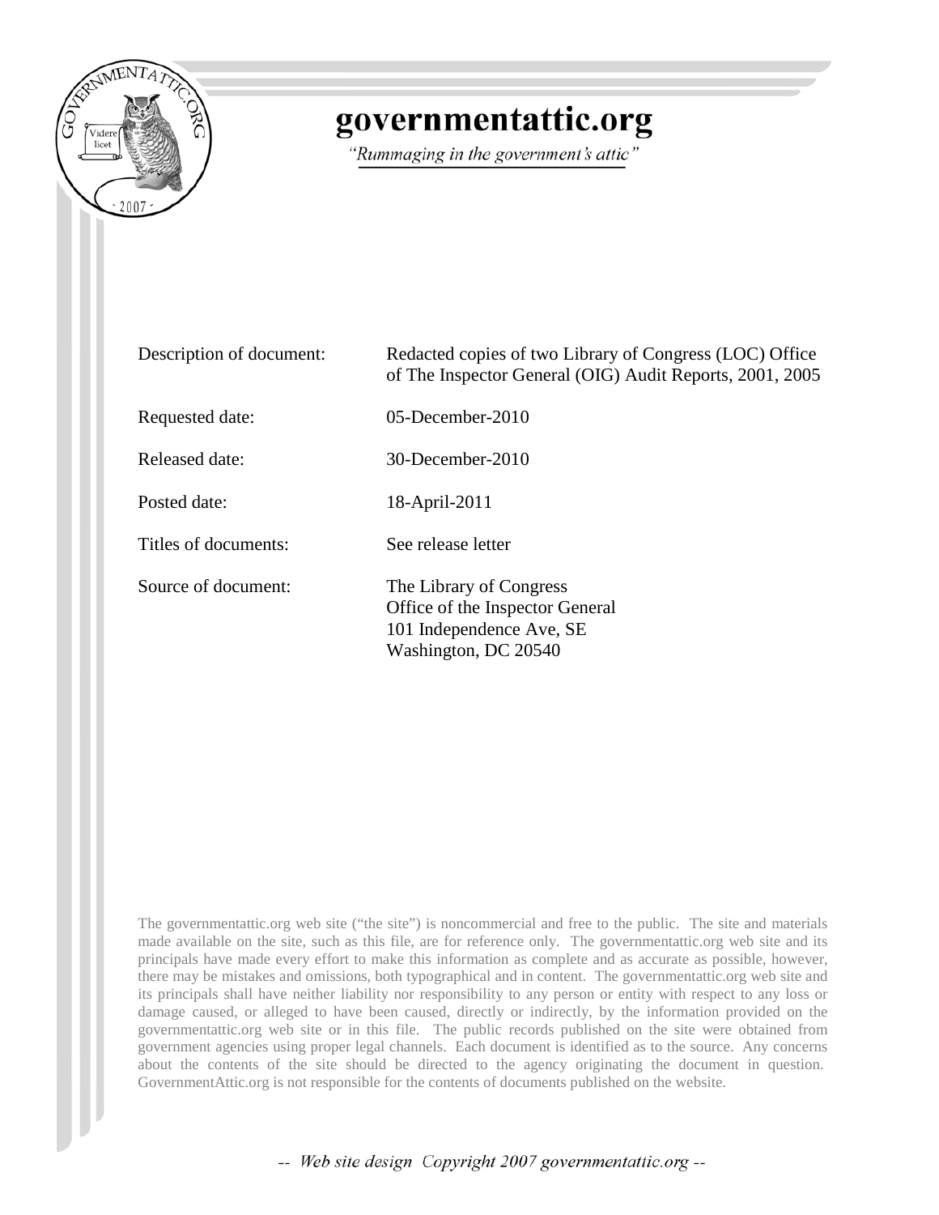# governmentattic.org

*"Rummaging in the government's attic"*

| | |
|---|---|
| Description of document: | Redacted copies of two Library of Congress (LOC) Office of The Inspector General (OIG) Audit Reports, 2001, 2005 |
| Requested date: | 05-December-2010 |
| Released date: | 30-December-2010 |
| Posted date: | 18-April-2011 |
| Titles of documents: | See release letter |
| Source of document: | The Library of Congress<br>Office of the Inspector General<br>101 Independence Ave, SE<br>Washington, DC 20540 |

The governmentattic.org web site ("the site") is noncommercial and free to the public. The site and materials made available on the site, such as this file, are for reference only. The governmentattic.org web site and its principals have made every effort to make this information as complete and as accurate as possible, however, there may be mistakes and omissions, both typographical and in content. The governmentattic.org web site and its principals shall have neither liability nor responsibility to any person or entity with respect to any loss or damage caused, or alleged to have been caused, directly or indirectly, by the information provided on the governmentattic.org web site or in this file. The public records published on the site were obtained from government agencies using proper legal channels. Each document is identified as to the source. Any concerns about the contents of the site should be directed to the agency originating the document in question. GovernmentAttic.org is not responsible for the contents of documents published on the website.

-- Web site design Copyright 2007 governmentattic.org --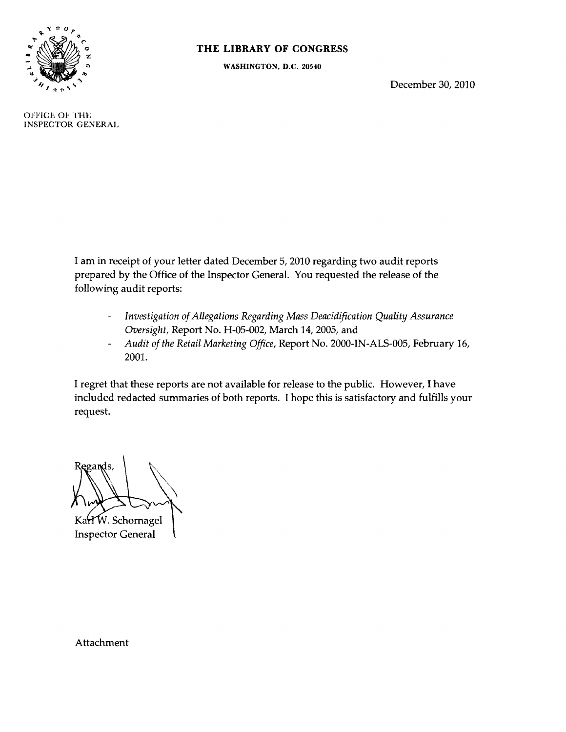**THE LIBRARY OF CONGRESS**

**WASHINGTON, D.C. 20540**

OFFICE OF THE
INSPECTOR GENERAL

December 30, 2010

I am in receipt of your letter dated December 5, 2010 regarding two audit reports prepared by the Office of the Inspector General. You requested the release of the following audit reports:

- *Investigation of Allegations Regarding Mass Deacidification Quality Assurance Oversight*, Report No. H-05-002, March 14, 2005, and
- *Audit of the Retail Marketing Office*, Report No. 2000-IN-ALS-005, February 16, 2001.

I regret that these reports are not available for release to the public. However, I have included redacted summaries of both reports. I hope this is satisfactory and fulfills your request.

Regards,

Karl W. Schornagel
Inspector General

Attachment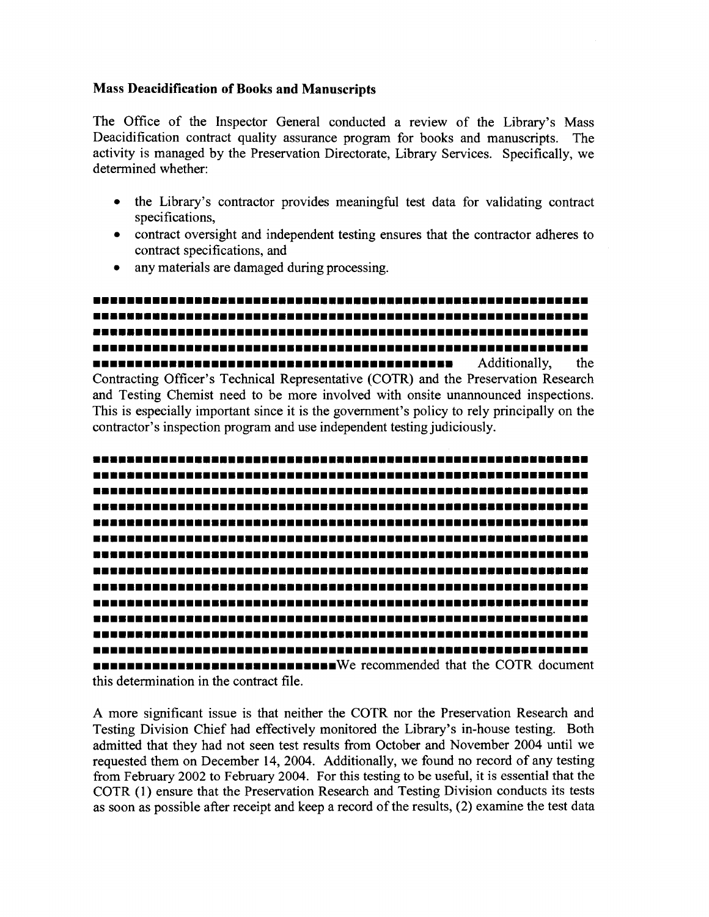**Mass Deacidification of Books and Manuscripts**

The Office of the Inspector General conducted a review of the Library's Mass Deacidification contract quality assurance program for books and manuscripts. The activity is managed by the Preservation Directorate, Library Services. Specifically, we determined whether:

- the Library's contractor provides meaningful test data for validating contract specifications,
- contract oversight and independent testing ensures that the contractor adheres to contract specifications, and
- any materials are damaged during processing.

■■■■■■■■■■■■■■■■■■■■■■■■■■■■■■■■■■■■■■■■■■■■■■■■■■■■■■■■■■■■■■■■■■■■■■■■■■■■■■■■■■■■■■■■■■■■■■■■■■■■■■■■■■■■■■■■■■■■■■■■■■■■■■■■■■■■■■■■■■■■■■■■■■■■■■■■■■■■■■■■■■■■■■■■■■■■■■■■■■■■■■■■■■■■■■■■■■■■■■■■■■ Additionally, the Contracting Officer's Technical Representative (COTR) and the Preservation Research and Testing Chemist need to be more involved with onsite unannounced inspections. This is especially important since it is the government's policy to rely principally on the contractor's inspection program and use independent testing judiciously.

■■■■■■■■■■■■■■■■■■■■■■■■■■■■■■■■■■■■■■■■■■■■■■■■■■■■■■■■■■■■■■■■■■■■■■■■■■■■■■■■■■■■■■■■■■■■■■■■■■■■■■■■■■■■■■■■■■■■■■■■■■■■■■■■■■■■■■■■■■■■■■■■■■■■■■■■■■■■■■■■■■■■■■■■■■■■■■■■■■■■■■■■■■■■■■■■■■■■■■■■■■■■■■■■■■■■■■■■■■■■■■■■■■■■■■■■■■■■■■■■■■■■■■■■■■■■■■■■■■■■■■■■■■■■■■■■■■■■■■■■■■■■■■■■■■■■■■■■■■■■■■■■■■■■■■■■■■■■■■■■■■■■■■■■■■■■■■■■■■■■■■■■■■■■■■■■■■■■■■■■■■■■■■■■■■■■■■■■■■■■■■■■■■■■■■■■■■■■■■■■■■■■■■■■■■■■■■■■■■■■■■■■■■■■■■■■■■■■■■■■■■■■■■■■■■■■■■■■■■■■■■■■■■■■■■■■■■■■■■■We recommended that the COTR document this determination in the contract file.

A more significant issue is that neither the COTR nor the Preservation Research and Testing Division Chief had effectively monitored the Library's in-house testing. Both admitted that they had not seen test results from October and November 2004 until we requested them on December 14, 2004. Additionally, we found no record of any testing from February 2002 to February 2004. For this testing to be useful, it is essential that the COTR (1) ensure that the Preservation Research and Testing Division conducts its tests as soon as possible after receipt and keep a record of the results, (2) examine the test data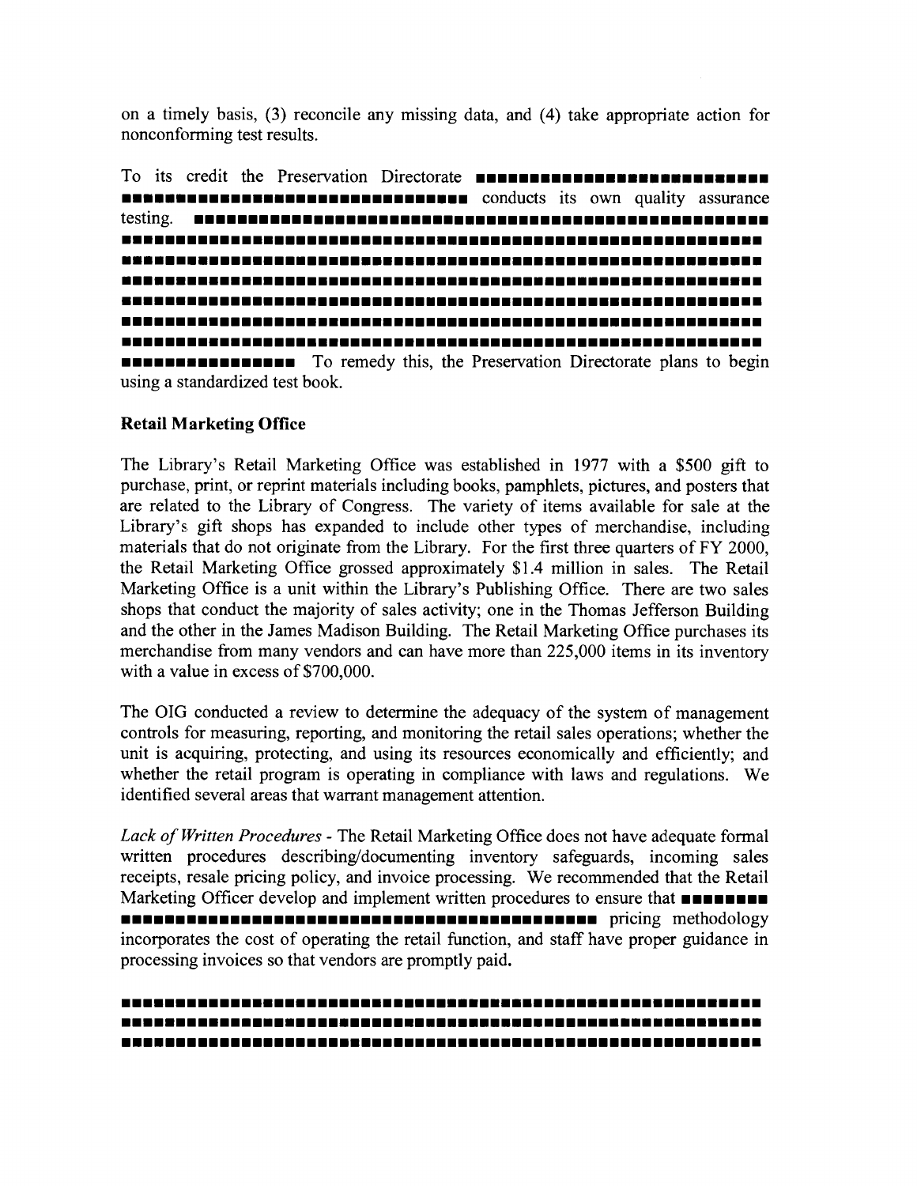on a timely basis, (3) reconcile any missing data, and (4) take appropriate action for nonconforming test results.

To its credit the Preservation Directorate ■■■■■■■■■■■■■■■■■■■■■■■■■■■■ ■■■■■■■■■■■■■■■■■■■■■■■■■■■■■■■■ conducts its own quality assurance testing. ■■■■■■■■■■■■■■■■■■■■■■■■■■■■■■■■■■■■■■■■■■■■■■■■■■■■■■■■ ■■■■■■■■■■■■■■■■■■■■■■■■■■■■■■■■■■■■■■■■■■■■■■■■■■■■■■■■■■■■■■ ■■■■■■■■■■■■■■■■■■■■■■■■■■■■■■■■■■■■■■■■■■■■■■■■■■■■■■■■■■■■■■ ■■■■■■■■■■■■■■■■■■■■■■■■■■■■■■■■■■■■■■■■■■■■■■■■■■■■■■■■■■■■■■ ■■■■■■■■■■■■■■■■■■■■■■■■■■■■■■■■■■■■■■■■■■■■■■■■■■■■■■■■■■■■■■ ■■■■■■■■■■■■■■■■■■■■■■■■■■■■■■■■■■■■■■■■■■■■■■■■■■■■■■■■■■■■■■ ■■■■■■■■■■■■■■■■■■■■■■■■■■■■■■■■■■■■■■■■■■■■■■■■■■■■■■■■■■■■■■ ■■■■■■■■■■■■■■■■ To remedy this, the Preservation Directorate plans to begin using a standardized test book.

**Retail Marketing Office**

The Library's Retail Marketing Office was established in 1977 with a $500 gift to purchase, print, or reprint materials including books, pamphlets, pictures, and posters that are related to the Library of Congress. The variety of items available for sale at the Library's gift shops has expanded to include other types of merchandise, including materials that do not originate from the Library. For the first three quarters of FY 2000, the Retail Marketing Office grossed approximately $1.4 million in sales. The Retail Marketing Office is a unit within the Library's Publishing Office. There are two sales shops that conduct the majority of sales activity; one in the Thomas Jefferson Building and the other in the James Madison Building. The Retail Marketing Office purchases its merchandise from many vendors and can have more than 225,000 items in its inventory with a value in excess of $700,000.

The OIG conducted a review to determine the adequacy of the system of management controls for measuring, reporting, and monitoring the retail sales operations; whether the unit is acquiring, protecting, and using its resources economically and efficiently; and whether the retail program is operating in compliance with laws and regulations. We identified several areas that warrant management attention.

*Lack of Written Procedures* - The Retail Marketing Office does not have adequate formal written procedures describing/documenting inventory safeguards, incoming sales receipts, resale pricing policy, and invoice processing. We recommended that the Retail Marketing Officer develop and implement written procedures to ensure that ■■■■■■■■ ■■■■■■■■■■■■■■■■■■■■■■■■■■■■■■■■■■■■■■■■■■■■ pricing methodology incorporates the cost of operating the retail function, and staff have proper guidance in processing invoices so that vendors are promptly paid.

■■■■■■■■■■■■■■■■■■■■■■■■■■■■■■■■■■■■■■■■■■■■■■■■■■■■■■■■■■■■■■ ■■■■■■■■■■■■■■■■■■■■■■■■■■■■■■■■■■■■■■■■■■■■■■■■■■■■■■■■■■■■■■ ■■■■■■■■■■■■■■■■■■■■■■■■■■■■■■■■■■■■■■■■■■■■■■■■■■■■■■■■■■■■■■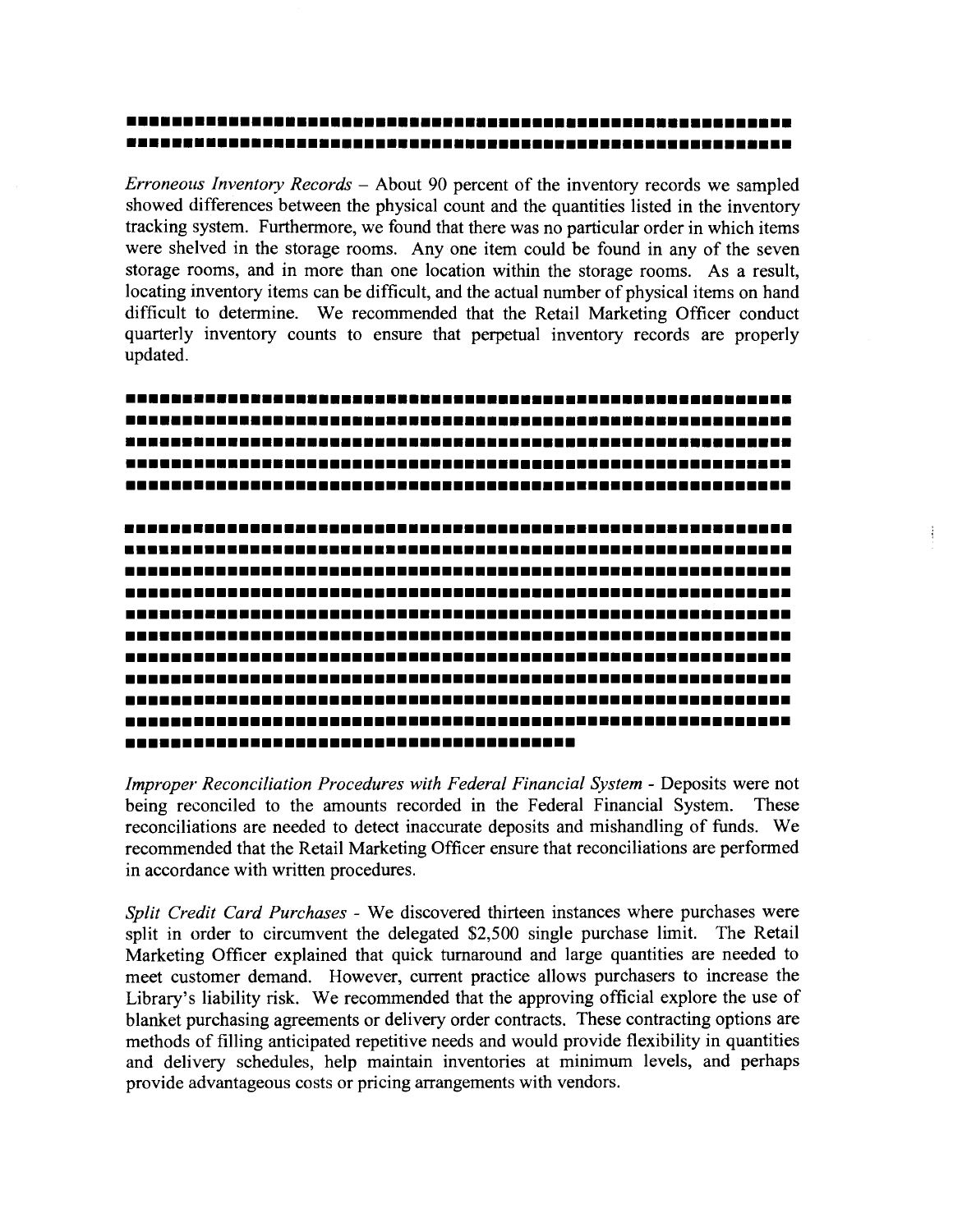*Erroneous Inventory Records* – About 90 percent of the inventory records we sampled showed differences between the physical count and the quantities listed in the inventory tracking system. Furthermore, we found that there was no particular order in which items were shelved in the storage rooms. Any one item could be found in any of the seven storage rooms, and in more than one location within the storage rooms. As a result, locating inventory items can be difficult, and the actual number of physical items on hand difficult to determine. We recommended that the Retail Marketing Officer conduct quarterly inventory counts to ensure that perpetual inventory records are properly updated.

*Improper Reconciliation Procedures with Federal Financial System* - Deposits were not being reconciled to the amounts recorded in the Federal Financial System. These reconciliations are needed to detect inaccurate deposits and mishandling of funds. We recommended that the Retail Marketing Officer ensure that reconciliations are performed in accordance with written procedures.

*Split Credit Card Purchases* - We discovered thirteen instances where purchases were split in order to circumvent the delegated $2,500 single purchase limit. The Retail Marketing Officer explained that quick turnaround and large quantities are needed to meet customer demand. However, current practice allows purchasers to increase the Library's liability risk. We recommended that the approving official explore the use of blanket purchasing agreements or delivery order contracts. These contracting options are methods of filling anticipated repetitive needs and would provide flexibility in quantities and delivery schedules, help maintain inventories at minimum levels, and perhaps provide advantageous costs or pricing arrangements with vendors.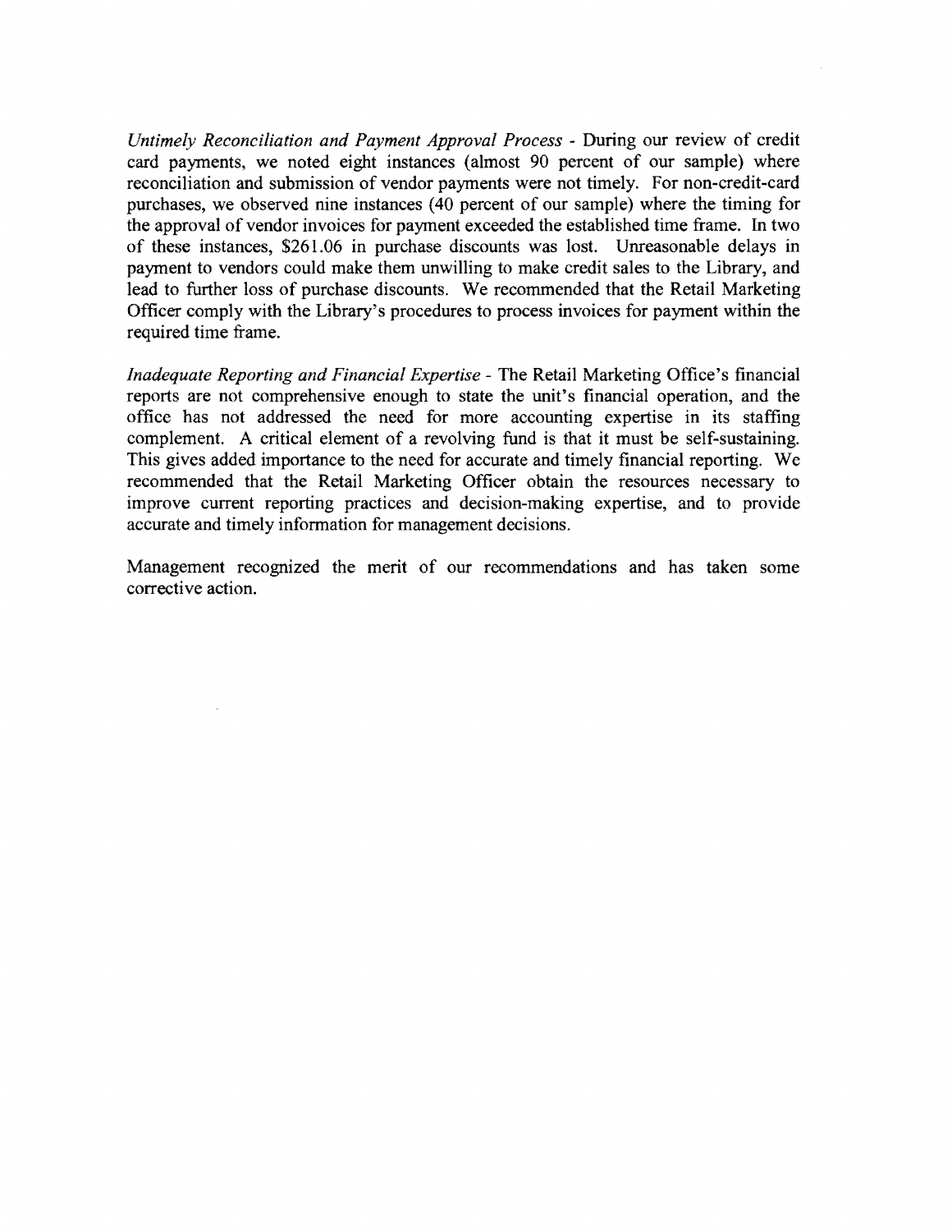*Untimely Reconciliation and Payment Approval Process* - During our review of credit card payments, we noted eight instances (almost 90 percent of our sample) where reconciliation and submission of vendor payments were not timely. For non-credit-card purchases, we observed nine instances (40 percent of our sample) where the timing for the approval of vendor invoices for payment exceeded the established time frame. In two of these instances, $261.06 in purchase discounts was lost. Unreasonable delays in payment to vendors could make them unwilling to make credit sales to the Library, and lead to further loss of purchase discounts. We recommended that the Retail Marketing Officer comply with the Library's procedures to process invoices for payment within the required time frame.

*Inadequate Reporting and Financial Expertise* - The Retail Marketing Office's financial reports are not comprehensive enough to state the unit's financial operation, and the office has not addressed the need for more accounting expertise in its staffing complement. A critical element of a revolving fund is that it must be self-sustaining. This gives added importance to the need for accurate and timely financial reporting. We recommended that the Retail Marketing Officer obtain the resources necessary to improve current reporting practices and decision-making expertise, and to provide accurate and timely information for management decisions.

Management recognized the merit of our recommendations and has taken some corrective action.